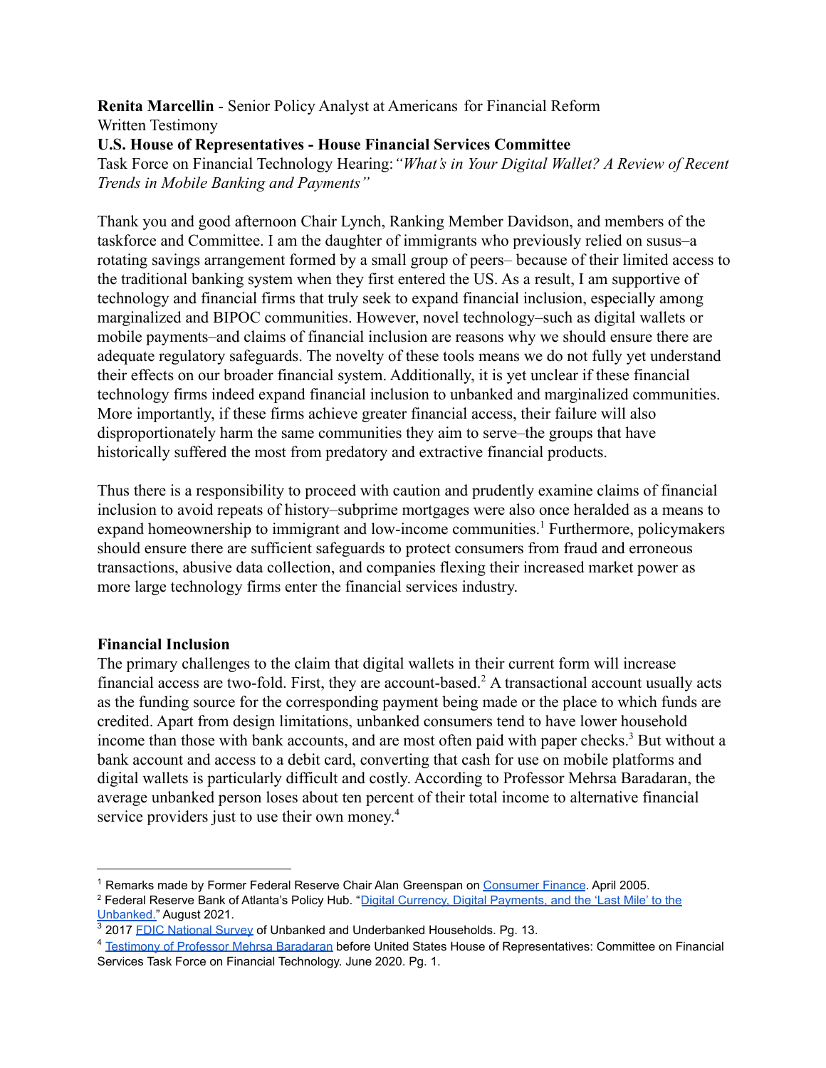**Renita Marcellin** - Senior Policy Analyst at Americans for Financial Reform
Written Testimony
**U.S. House of Representatives - House Financial Services Committee**
Task Force on Financial Technology Hearing: *"What's in Your Digital Wallet? A Review of Recent Trends in Mobile Banking and Payments"*

Thank you and good afternoon Chair Lynch, Ranking Member Davidson, and members of the taskforce and Committee. I am the daughter of immigrants who previously relied on susus–a rotating savings arrangement formed by a small group of peers– because of their limited access to the traditional banking system when they first entered the US. As a result, I am supportive of technology and financial firms that truly seek to expand financial inclusion, especially among marginalized and BIPOC communities. However, novel technology–such as digital wallets or mobile payments–and claims of financial inclusion are reasons why we should ensure there are adequate regulatory safeguards. The novelty of these tools means we do not fully yet understand their effects on our broader financial system. Additionally, it is yet unclear if these financial technology firms indeed expand financial inclusion to unbanked and marginalized communities. More importantly, if these firms achieve greater financial access, their failure will also disproportionately harm the same communities they aim to serve–the groups that have historically suffered the most from predatory and extractive financial products.

Thus there is a responsibility to proceed with caution and prudently examine claims of financial inclusion to avoid repeats of history–subprime mortgages were also once heralded as a means to expand homeownership to immigrant and low-income communities.[1] Furthermore, policymakers should ensure there are sufficient safeguards to protect consumers from fraud and erroneous transactions, abusive data collection, and companies flexing their increased market power as more large technology firms enter the financial services industry.

**Financial Inclusion**

The primary challenges to the claim that digital wallets in their current form will increase financial access are two-fold. First, they are account-based.[2] A transactional account usually acts as the funding source for the corresponding payment being made or the place to which funds are credited. Apart from design limitations, unbanked consumers tend to have lower household income than those with bank accounts, and are most often paid with paper checks.[3] But without a bank account and access to a debit card, converting that cash for use on mobile platforms and digital wallets is particularly difficult and costly. According to Professor Mehrsa Baradaran, the average unbanked person loses about ten percent of their total income to alternative financial service providers just to use their own money.[4]

---

[1] Remarks made by Former Federal Reserve Chair Alan Greenspan on Consumer Finance. April 2005.

[2] Federal Reserve Bank of Atlanta's Policy Hub. "Digital Currency, Digital Payments, and the 'Last Mile' to the Unbanked." August 2021.

[3] 2017 FDIC National Survey of Unbanked and Underbanked Households. Pg. 13.

[4] Testimony of Professor Mehrsa Baradaran before United States House of Representatives: Committee on Financial Services Task Force on Financial Technology. June 2020. Pg. 1.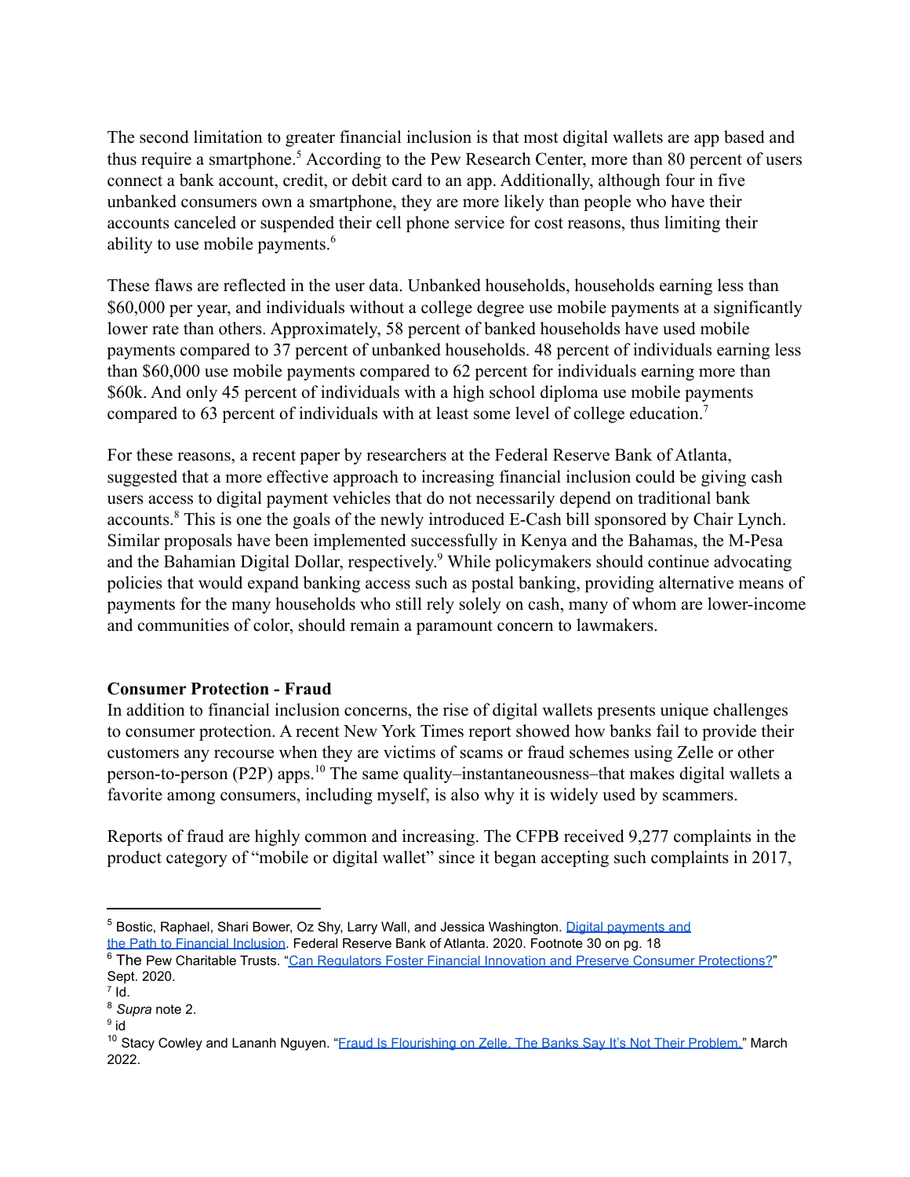The second limitation to greater financial inclusion is that most digital wallets are app based and thus require a smartphone.[5] According to the Pew Research Center, more than 80 percent of users connect a bank account, credit, or debit card to an app. Additionally, although four in five unbanked consumers own a smartphone, they are more likely than people who have their accounts canceled or suspended their cell phone service for cost reasons, thus limiting their ability to use mobile payments.[6]

These flaws are reflected in the user data. Unbanked households, households earning less than $60,000 per year, and individuals without a college degree use mobile payments at a significantly lower rate than others. Approximately, 58 percent of banked households have used mobile payments compared to 37 percent of unbanked households. 48 percent of individuals earning less than $60,000 use mobile payments compared to 62 percent for individuals earning more than $60k. And only 45 percent of individuals with a high school diploma use mobile payments compared to 63 percent of individuals with at least some level of college education.[7]

For these reasons, a recent paper by researchers at the Federal Reserve Bank of Atlanta, suggested that a more effective approach to increasing financial inclusion could be giving cash users access to digital payment vehicles that do not necessarily depend on traditional bank accounts.[8] This is one the goals of the newly introduced E-Cash bill sponsored by Chair Lynch. Similar proposals have been implemented successfully in Kenya and the Bahamas, the M-Pesa and the Bahamian Digital Dollar, respectively.[9] While policymakers should continue advocating policies that would expand banking access such as postal banking, providing alternative means of payments for the many households who still rely solely on cash, many of whom are lower-income and communities of color, should remain a paramount concern to lawmakers.

**Consumer Protection - Fraud**

In addition to financial inclusion concerns, the rise of digital wallets presents unique challenges to consumer protection. A recent New York Times report showed how banks fail to provide their customers any recourse when they are victims of scams or fraud schemes using Zelle or other person-to-person (P2P) apps.[10] The same quality–instantaneousness–that makes digital wallets a favorite among consumers, including myself, is also why it is widely used by scammers.

Reports of fraud are highly common and increasing. The CFPB received 9,277 complaints in the product category of "mobile or digital wallet" since it began accepting such complaints in 2017,

---

[5] Bostic, Raphael, Shari Bower, Oz Shy, Larry Wall, and Jessica Washington. Digital payments and the Path to Financial Inclusion. Federal Reserve Bank of Atlanta. 2020. Footnote 30 on pg. 18

[6] The Pew Charitable Trusts. "Can Regulators Foster Financial Innovation and Preserve Consumer Protections?" Sept. 2020.

[7] Id.

[8] *Supra* note 2.

[9] id

[10] Stacy Cowley and Lananh Nguyen. "Fraud Is Flourishing on Zelle. The Banks Say It's Not Their Problem." March 2022.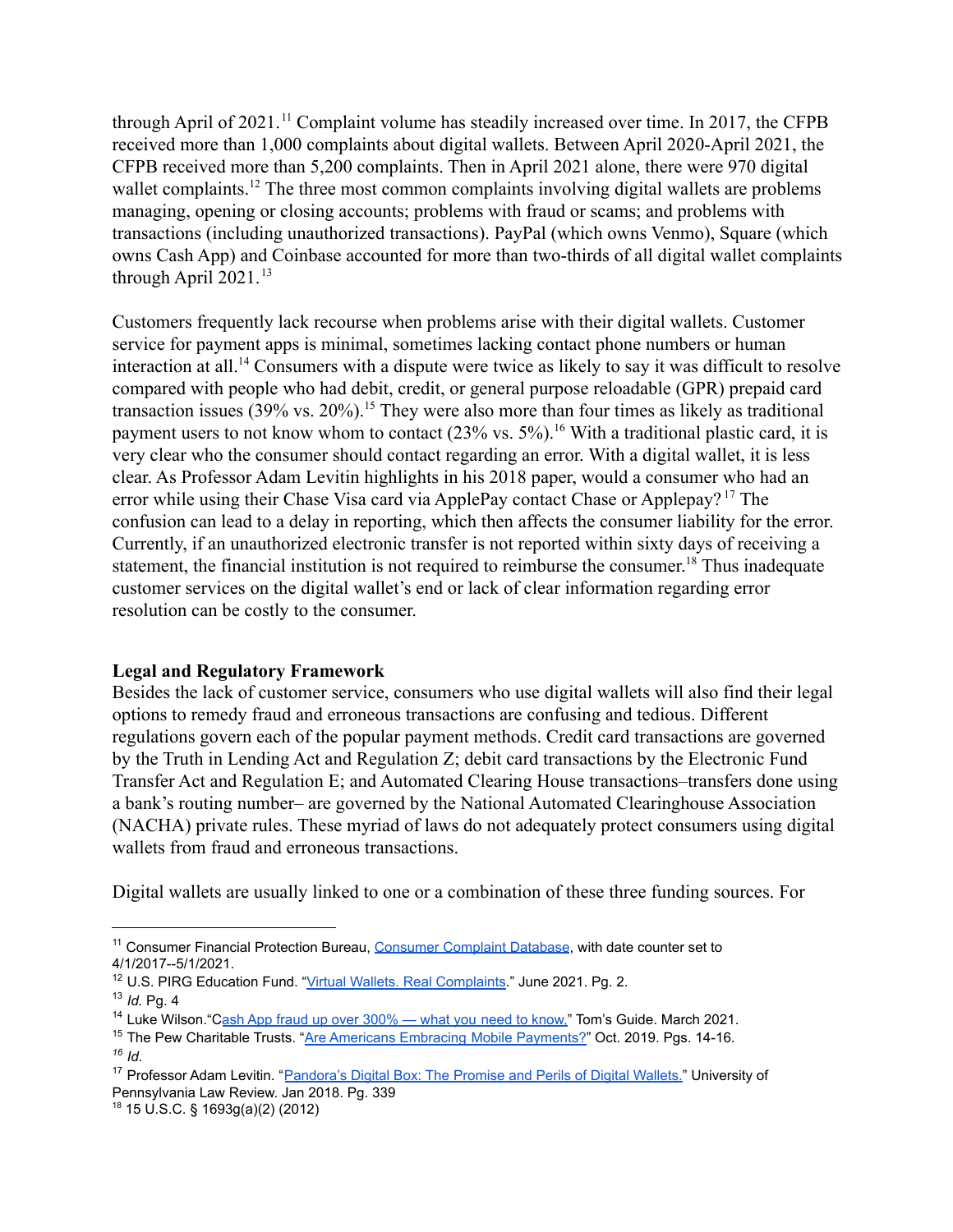through April of 2021.[11] Complaint volume has steadily increased over time. In 2017, the CFPB received more than 1,000 complaints about digital wallets. Between April 2020-April 2021, the CFPB received more than 5,200 complaints. Then in April 2021 alone, there were 970 digital wallet complaints.[12] The three most common complaints involving digital wallets are problems managing, opening or closing accounts; problems with fraud or scams; and problems with transactions (including unauthorized transactions). PayPal (which owns Venmo), Square (which owns Cash App) and Coinbase accounted for more than two-thirds of all digital wallet complaints through April 2021.[13]

Customers frequently lack recourse when problems arise with their digital wallets. Customer service for payment apps is minimal, sometimes lacking contact phone numbers or human interaction at all.[14] Consumers with a dispute were twice as likely to say it was difficult to resolve compared with people who had debit, credit, or general purpose reloadable (GPR) prepaid card transaction issues (39% vs. 20%).[15] They were also more than four times as likely as traditional payment users to not know whom to contact (23% vs. 5%).[16] With a traditional plastic card, it is very clear who the consumer should contact regarding an error. With a digital wallet, it is less clear. As Professor Adam Levitin highlights in his 2018 paper, would a consumer who had an error while using their Chase Visa card via ApplePay contact Chase or Applepay?[17] The confusion can lead to a delay in reporting, which then affects the consumer liability for the error. Currently, if an unauthorized electronic transfer is not reported within sixty days of receiving a statement, the financial institution is not required to reimburse the consumer.[18] Thus inadequate customer services on the digital wallet's end or lack of clear information regarding error resolution can be costly to the consumer.

**Legal and Regulatory Framework**

Besides the lack of customer service, consumers who use digital wallets will also find their legal options to remedy fraud and erroneous transactions are confusing and tedious. Different regulations govern each of the popular payment methods. Credit card transactions are governed by the Truth in Lending Act and Regulation Z; debit card transactions by the Electronic Fund Transfer Act and Regulation E; and Automated Clearing House transactions–transfers done using a bank's routing number– are governed by the National Automated Clearinghouse Association (NACHA) private rules. These myriad of laws do not adequately protect consumers using digital wallets from fraud and erroneous transactions.

Digital wallets are usually linked to one or a combination of these three funding sources. For

---

[11] Consumer Financial Protection Bureau, Consumer Complaint Database, with date counter set to 4/1/2017--5/1/2021.

[12] U.S. PIRG Education Fund. "Virtual Wallets. Real Complaints." June 2021. Pg. 2.

[13] *Id.* Pg. 4

[14] Luke Wilson."Cash App fraud up over 300% — what you need to know." Tom's Guide. March 2021.

[15] The Pew Charitable Trusts. "Are Americans Embracing Mobile Payments?" Oct. 2019. Pgs. 14-16.

[16] *Id.*

[17] Professor Adam Levitin. "Pandora's Digital Box: The Promise and Perils of Digital Wallets." University of Pennsylvania Law Review. Jan 2018. Pg. 339

[18] 15 U.S.C. § 1693g(a)(2) (2012)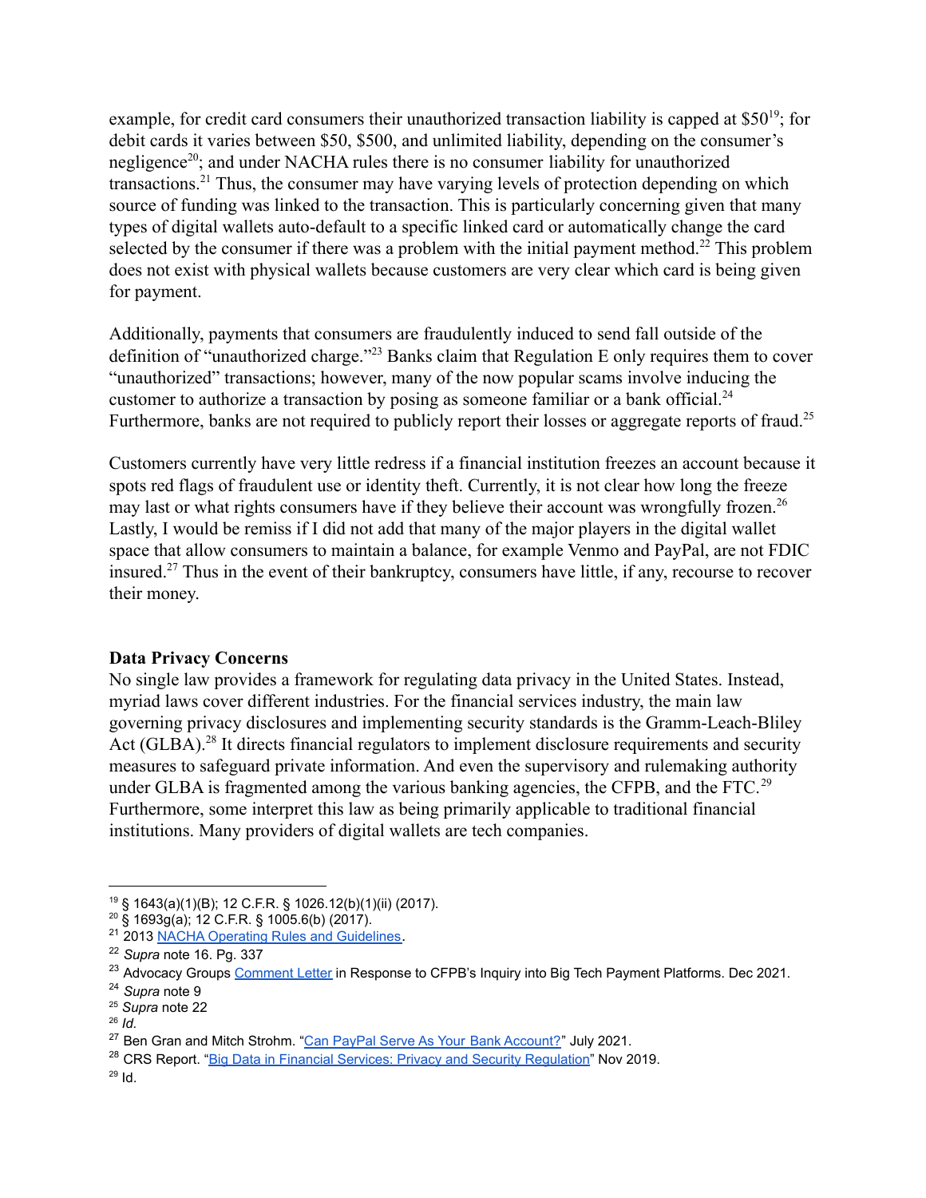example, for credit card consumers their unauthorized transaction liability is capped at $50[19]; for debit cards it varies between $50, $500, and unlimited liability, depending on the consumer's negligence[20]; and under NACHA rules there is no consumer liability for unauthorized transactions.[21] Thus, the consumer may have varying levels of protection depending on which source of funding was linked to the transaction. This is particularly concerning given that many types of digital wallets auto-default to a specific linked card or automatically change the card selected by the consumer if there was a problem with the initial payment method.[22] This problem does not exist with physical wallets because customers are very clear which card is being given for payment.

Additionally, payments that consumers are fraudulently induced to send fall outside of the definition of "unauthorized charge."[23] Banks claim that Regulation E only requires them to cover "unauthorized" transactions; however, many of the now popular scams involve inducing the customer to authorize a transaction by posing as someone familiar or a bank official.[24] Furthermore, banks are not required to publicly report their losses or aggregate reports of fraud.[25]

Customers currently have very little redress if a financial institution freezes an account because it spots red flags of fraudulent use or identity theft. Currently, it is not clear how long the freeze may last or what rights consumers have if they believe their account was wrongfully frozen.[26] Lastly, I would be remiss if I did not add that many of the major players in the digital wallet space that allow consumers to maintain a balance, for example Venmo and PayPal, are not FDIC insured.[27] Thus in the event of their bankruptcy, consumers have little, if any, recourse to recover their money.

**Data Privacy Concerns**

No single law provides a framework for regulating data privacy in the United States. Instead, myriad laws cover different industries. For the financial services industry, the main law governing privacy disclosures and implementing security standards is the Gramm-Leach-Bliley Act (GLBA).[28] It directs financial regulators to implement disclosure requirements and security measures to safeguard private information. And even the supervisory and rulemaking authority under GLBA is fragmented among the various banking agencies, the CFPB, and the FTC.[29] Furthermore, some interpret this law as being primarily applicable to traditional financial institutions. Many providers of digital wallets are tech companies.

---

[19] § 1643(a)(1)(B); 12 C.F.R. § 1026.12(b)(1)(ii) (2017).
[20] § 1693g(a); 12 C.F.R. § 1005.6(b) (2017).
[21] 2013 NACHA Operating Rules and Guidelines.
[22] *Supra* note 16. Pg. 337
[23] Advocacy Groups Comment Letter in Response to CFPB's Inquiry into Big Tech Payment Platforms. Dec 2021.
[24] *Supra* note 9
[25] *Supra* note 22
[26] *Id.*
[27] Ben Gran and Mitch Strohm. "Can PayPal Serve As Your Bank Account?" July 2021.
[28] CRS Report. "Big Data in Financial Services: Privacy and Security Regulation" Nov 2019.
[29] Id.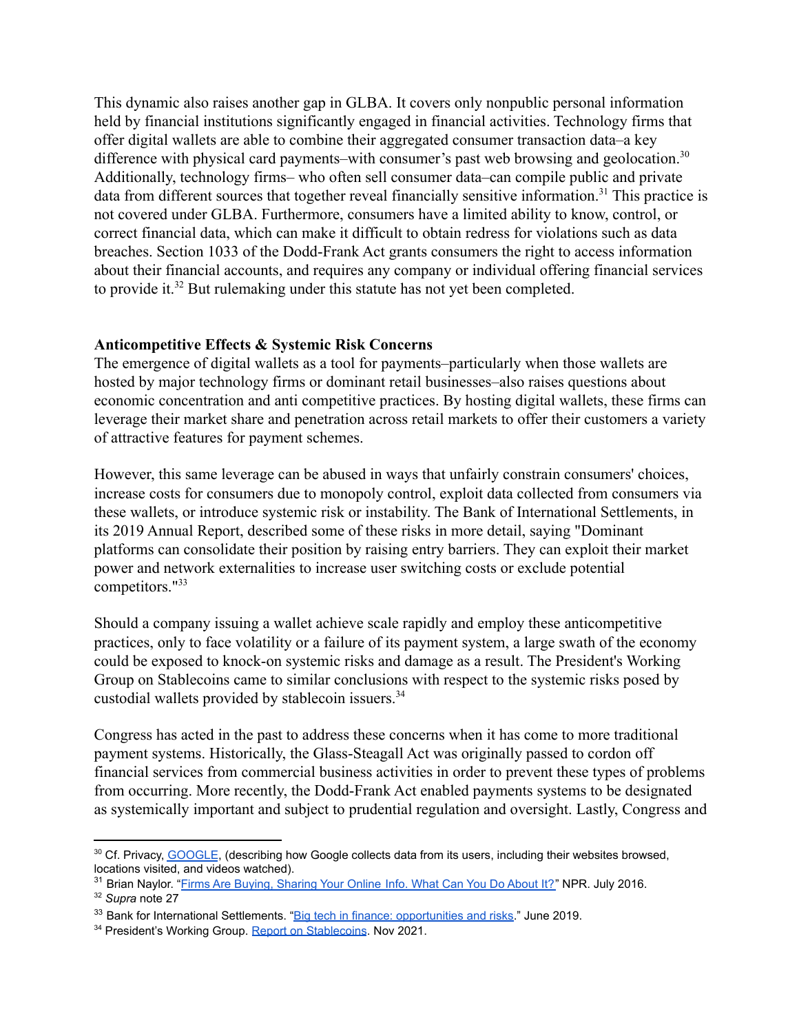This dynamic also raises another gap in GLBA. It covers only nonpublic personal information held by financial institutions significantly engaged in financial activities. Technology firms that offer digital wallets are able to combine their aggregated consumer transaction data–a key difference with physical card payments–with consumer's past web browsing and geolocation.[30] Additionally, technology firms– who often sell consumer data–can compile public and private data from different sources that together reveal financially sensitive information.[31] This practice is not covered under GLBA. Furthermore, consumers have a limited ability to know, control, or correct financial data, which can make it difficult to obtain redress for violations such as data breaches. Section 1033 of the Dodd-Frank Act grants consumers the right to access information about their financial accounts, and requires any company or individual offering financial services to provide it.[32] But rulemaking under this statute has not yet been completed.

**Anticompetitive Effects & Systemic Risk Concerns**

The emergence of digital wallets as a tool for payments–particularly when those wallets are hosted by major technology firms or dominant retail businesses–also raises questions about economic concentration and anti competitive practices. By hosting digital wallets, these firms can leverage their market share and penetration across retail markets to offer their customers a variety of attractive features for payment schemes.

However, this same leverage can be abused in ways that unfairly constrain consumers' choices, increase costs for consumers due to monopoly control, exploit data collected from consumers via these wallets, or introduce systemic risk or instability. The Bank of International Settlements, in its 2019 Annual Report, described some of these risks in more detail, saying "Dominant platforms can consolidate their position by raising entry barriers. They can exploit their market power and network externalities to increase user switching costs or exclude potential competitors."[33]

Should a company issuing a wallet achieve scale rapidly and employ these anticompetitive practices, only to face volatility or a failure of its payment system, a large swath of the economy could be exposed to knock-on systemic risks and damage as a result. The President's Working Group on Stablecoins came to similar conclusions with respect to the systemic risks posed by custodial wallets provided by stablecoin issuers.[34]

Congress has acted in the past to address these concerns when it has come to more traditional payment systems. Historically, the Glass-Steagall Act was originally passed to cordon off financial services from commercial business activities in order to prevent these types of problems from occurring. More recently, the Dodd-Frank Act enabled payments systems to be designated as systemically important and subject to prudential regulation and oversight. Lastly, Congress and

---

[30] Cf. Privacy, GOOGLE, (describing how Google collects data from its users, including their websites browsed, locations visited, and videos watched).

[31] Brian Naylor. "Firms Are Buying, Sharing Your Online Info. What Can You Do About It?" NPR. July 2016.

[32] *Supra* note 27

[33] Bank for International Settlements. "Big tech in finance: opportunities and risks." June 2019.

[34] President's Working Group. Report on Stablecoins. Nov 2021.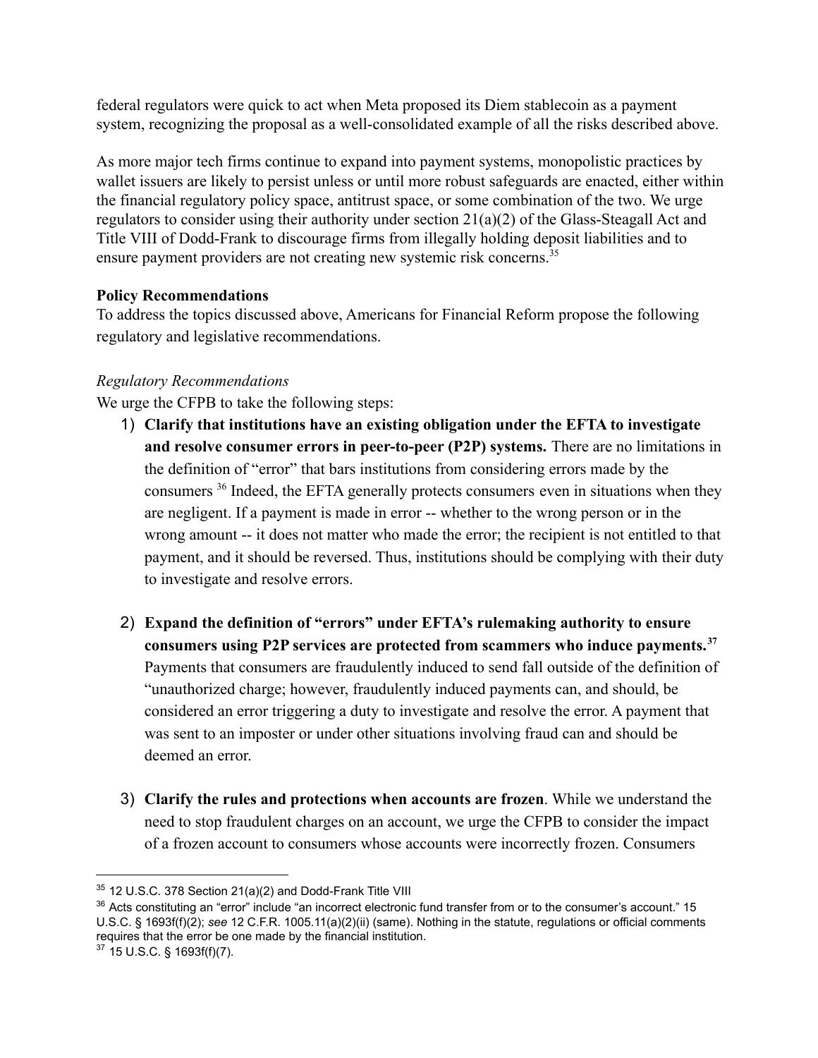federal regulators were quick to act when Meta proposed its Diem stablecoin as a payment system, recognizing the proposal as a well-consolidated example of all the risks described above.

As more major tech firms continue to expand into payment systems, monopolistic practices by wallet issuers are likely to persist unless or until more robust safeguards are enacted, either within the financial regulatory policy space, antitrust space, or some combination of the two. We urge regulators to consider using their authority under section 21(a)(2) of the Glass-Steagall Act and Title VIII of Dodd-Frank to discourage firms from illegally holding deposit liabilities and to ensure payment providers are not creating new systemic risk concerns.[35]

**Policy Recommendations**

To address the topics discussed above, Americans for Financial Reform propose the following regulatory and legislative recommendations.

*Regulatory Recommendations*

We urge the CFPB to take the following steps:

1) **Clarify that institutions have an existing obligation under the EFTA to investigate and resolve consumer errors in peer-to-peer (P2P) systems.** There are no limitations in the definition of "error" that bars institutions from considering errors made by the consumers [36] Indeed, the EFTA generally protects consumers even in situations when they are negligent. If a payment is made in error -- whether to the wrong person or in the wrong amount -- it does not matter who made the error; the recipient is not entitled to that payment, and it should be reversed. Thus, institutions should be complying with their duty to investigate and resolve errors.

2) **Expand the definition of "errors" under EFTA's rulemaking authority to ensure consumers using P2P services are protected from scammers who induce payments.[37]** Payments that consumers are fraudulently induced to send fall outside of the definition of "unauthorized charge; however, fraudulently induced payments can, and should, be considered an error triggering a duty to investigate and resolve the error. A payment that was sent to an imposter or under other situations involving fraud can and should be deemed an error.

3) **Clarify the rules and protections when accounts are frozen**. While we understand the need to stop fraudulent charges on an account, we urge the CFPB to consider the impact of a frozen account to consumers whose accounts were incorrectly frozen. Consumers

---

[35] 12 U.S.C. 378 Section 21(a)(2) and Dodd-Frank Title VIII

[36] Acts constituting an "error" include "an incorrect electronic fund transfer from or to the consumer's account." 15 U.S.C. § 1693f(f)(2); *see* 12 C.F.R. 1005.11(a)(2)(ii) (same). Nothing in the statute, regulations or official comments requires that the error be one made by the financial institution.

[37] 15 U.S.C. § 1693f(f)(7).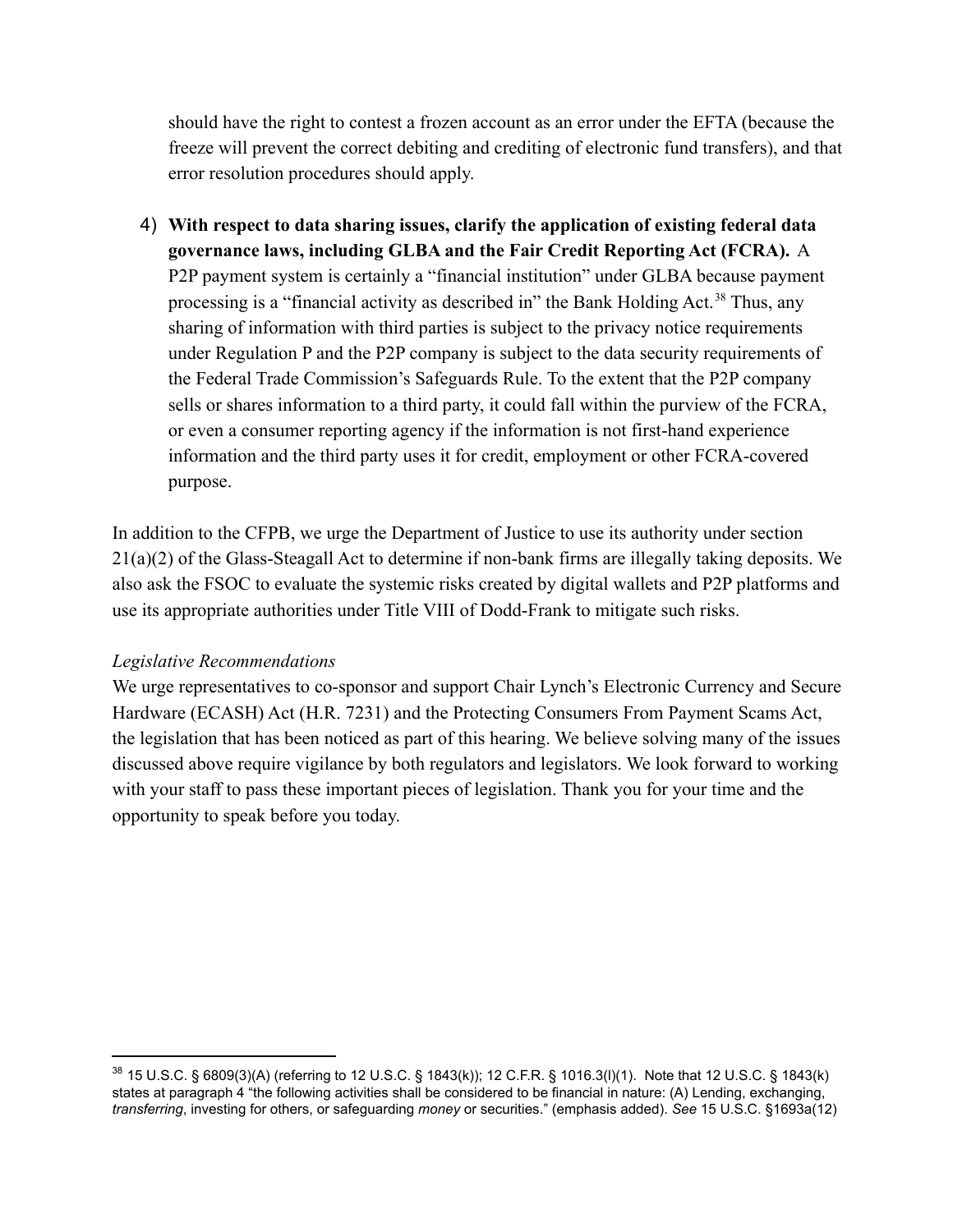should have the right to contest a frozen account as an error under the EFTA (because the freeze will prevent the correct debiting and crediting of electronic fund transfers), and that error resolution procedures should apply.

4) **With respect to data sharing issues, clarify the application of existing federal data governance laws, including GLBA and the Fair Credit Reporting Act (FCRA).** A P2P payment system is certainly a "financial institution" under GLBA because payment processing is a "financial activity as described in" the Bank Holding Act.[38] Thus, any sharing of information with third parties is subject to the privacy notice requirements under Regulation P and the P2P company is subject to the data security requirements of the Federal Trade Commission's Safeguards Rule. To the extent that the P2P company sells or shares information to a third party, it could fall within the purview of the FCRA, or even a consumer reporting agency if the information is not first-hand experience information and the third party uses it for credit, employment or other FCRA-covered purpose.

In addition to the CFPB, we urge the Department of Justice to use its authority under section 21(a)(2) of the Glass-Steagall Act to determine if non-bank firms are illegally taking deposits. We also ask the FSOC to evaluate the systemic risks created by digital wallets and P2P platforms and use its appropriate authorities under Title VIII of Dodd-Frank to mitigate such risks.

*Legislative Recommendations*

We urge representatives to co-sponsor and support Chair Lynch's Electronic Currency and Secure Hardware (ECASH) Act (H.R. 7231) and the Protecting Consumers From Payment Scams Act, the legislation that has been noticed as part of this hearing. We believe solving many of the issues discussed above require vigilance by both regulators and legislators. We look forward to working with your staff to pass these important pieces of legislation. Thank you for your time and the opportunity to speak before you today.

---

[38] 15 U.S.C. § 6809(3)(A) (referring to 12 U.S.C. § 1843(k)); 12 C.F.R. § 1016.3(l)(1). Note that 12 U.S.C. § 1843(k) states at paragraph 4 "the following activities shall be considered to be financial in nature: (A) Lending, exchanging, *transferring*, investing for others, or safeguarding *money* or securities." (emphasis added). *See* 15 U.S.C. §1693a(12)